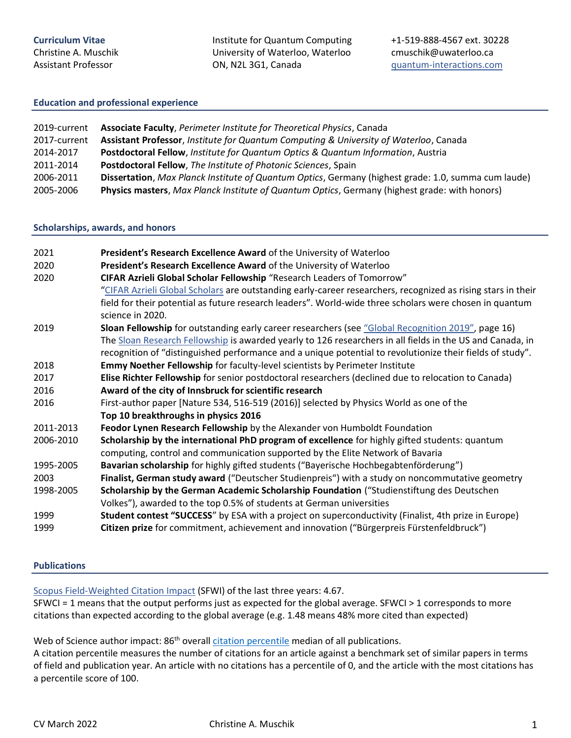**Curriculum Vitae**
Christine A. Muschik
Assistant Professor

Institute for Quantum Computing
University of Waterloo, Waterloo
ON, N2L 3G1, Canada

+1-519-888-4567 ext. 30228
cmuschik@uwaterloo.ca
[quantum-interactions.com](quantum-interactions.com)

## Education and professional experience

| | |
|---|---|
| 2019-current | **Associate Faculty**, *Perimeter Institute for Theoretical Physics*, Canada |
| 2017-current | **Assistant Professor**, *Institute for Quantum Computing & University of Waterloo*, Canada |
| 2014-2017 | **Postdoctoral Fellow**, *Institute for Quantum Optics & Quantum Information*, Austria |
| 2011-2014 | **Postdoctoral Fellow**, *The Institute of Photonic Sciences*, Spain |
| 2006-2011 | **Dissertation**, *Max Planck Institute of Quantum Optics*, Germany (highest grade: 1.0, summa cum laude) |
| 2005-2006 | **Physics masters**, *Max Planck Institute of Quantum Optics*, Germany (highest grade: with honors) |

## Scholarships, awards, and honors

| | |
|---|---|
| 2021 | **President's Research Excellence Award** of the University of Waterloo |
| 2020 | **President's Research Excellence Award** of the University of Waterloo |
| 2020 | **CIFAR Azrieli Global Scholar Fellowship** "Research Leaders of Tomorrow" "CIFAR Azrieli Global Scholars are outstanding early-career researchers, recognized as rising stars in their field for their potential as future research leaders". World-wide three scholars were chosen in quantum science in 2020. |
| 2019 | **Sloan Fellowship** for outstanding early career researchers (see "Global Recognition 2019", page 16) The Sloan Research Fellowship is awarded yearly to 126 researchers in all fields in the US and Canada, in recognition of "distinguished performance and a unique potential to revolutionize their fields of study". |
| 2018 | **Emmy Noether Fellowship** for faculty-level scientists by Perimeter Institute |
| 2017 | **Elise Richter Fellowship** for senior postdoctoral researchers (declined due to relocation to Canada) |
| 2016 | **Award of the city of Innsbruck for scientific research** |
| 2016 | First-author paper [Nature 534, 516-519 (2016)] selected by Physics World as one of the **Top 10 breakthroughs in physics 2016** |
| 2011-2013 | **Feodor Lynen Research Fellowship** by the Alexander von Humboldt Foundation |
| 2006-2010 | **Scholarship by the international PhD program of excellence** for highly gifted students: quantum computing, control and communication supported by the Elite Network of Bavaria |
| 1995-2005 | **Bavarian scholarship** for highly gifted students ("Bayerische Hochbegabtenförderung") |
| 2003 | **Finalist, German study award** ("Deutscher Studienpreis") with a study on noncommutative geometry |
| 1998-2005 | **Scholarship by the German Academic Scholarship Foundation** ("Studienstiftung des Deutschen Volkes"), awarded to the top 0.5% of students at German universities |
| 1999 | **Student contest "SUCCESS"** by ESA with a project on superconductivity (Finalist, 4th prize in Europe) |
| 1999 | **Citizen prize** for commitment, achievement and innovation ("Bürgerpreis Fürstenfeldbruck") |

## Publications

Scopus Field-Weighted Citation Impact (SFWI) of the last three years: 4.67.
SFWCI = 1 means that the output performs just as expected for the global average. SFWCI > 1 corresponds to more citations than expected according to the global average (e.g. 1.48 means 48% more cited than expected)

Web of Science author impact: 86th overall citation percentile median of all publications.
A citation percentile measures the number of citations for an article against a benchmark set of similar papers in terms of field and publication year. An article with no citations has a percentile of 0, and the article with the most citations has a percentile score of 100.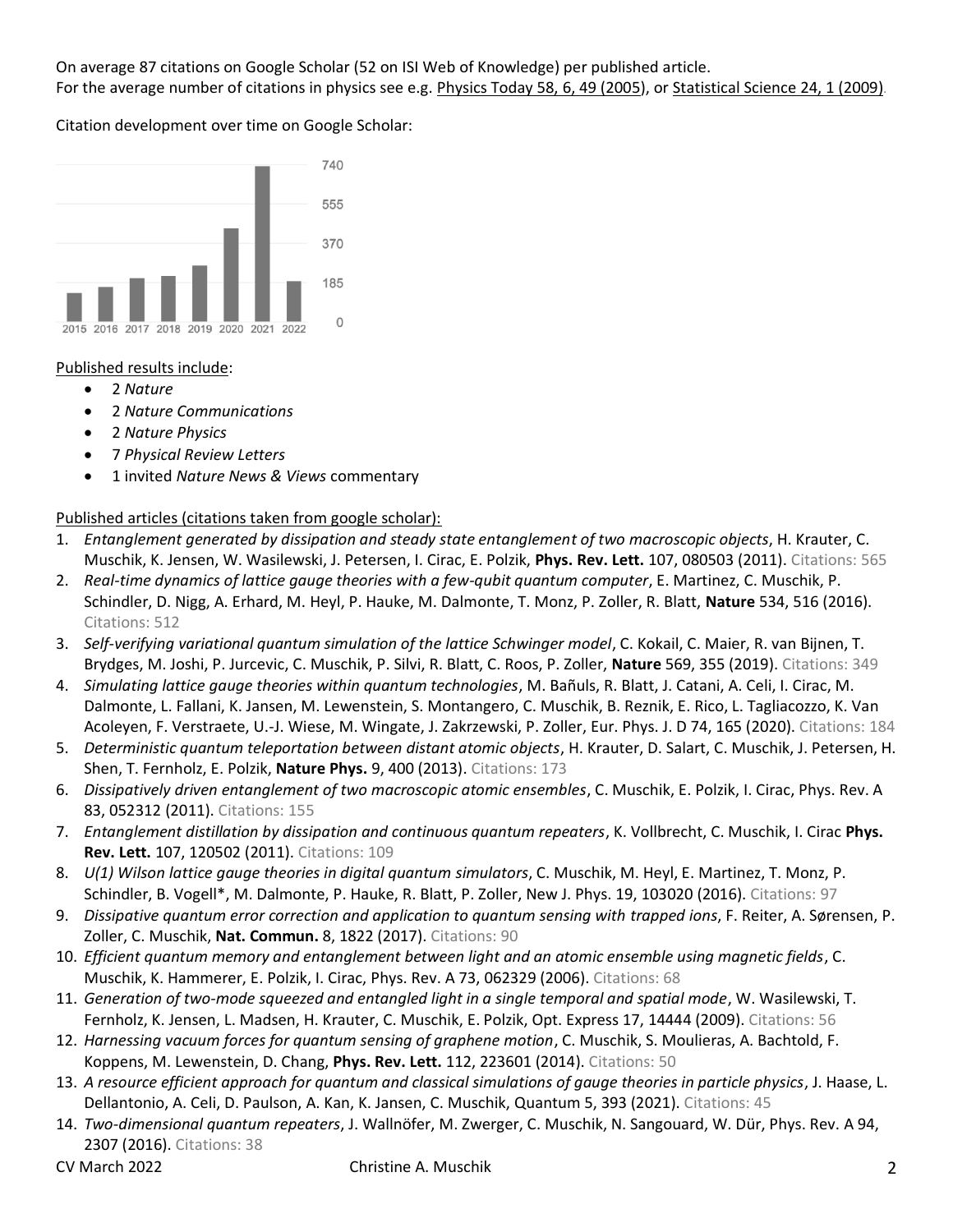On average 87 citations on Google Scholar (52 on ISI Web of Knowledge) per published article.
For the average number of citations in physics see e.g. Physics Today 58, 6, 49 (2005), or Statistical Science 24, 1 (2009).

Citation development over time on Google Scholar:

Published results include:

- 2 *Nature*
- 2 *Nature Communications*
- 2 *Nature Physics*
- 7 *Physical Review Letters*
- 1 invited *Nature News & Views* commentary

Published articles (citations taken from google scholar):

1. *Entanglement generated by dissipation and steady state entanglement of two macroscopic objects*, H. Krauter, C. Muschik, K. Jensen, W. Wasilewski, J. Petersen, I. Cirac, E. Polzik, **Phys. Rev. Lett.** 107, 080503 (2011). Citations: 565
2. *Real-time dynamics of lattice gauge theories with a few-qubit quantum computer*, E. Martinez, C. Muschik, P. Schindler, D. Nigg, A. Erhard, M. Heyl, P. Hauke, M. Dalmonte, T. Monz, P. Zoller, R. Blatt, **Nature** 534, 516 (2016). Citations: 512
3. *Self-verifying variational quantum simulation of the lattice Schwinger model*, C. Kokail, C. Maier, R. van Bijnen, T. Brydges, M. Joshi, P. Jurcevic, C. Muschik, P. Silvi, R. Blatt, C. Roos, P. Zoller, **Nature** 569, 355 (2019). Citations: 349
4. *Simulating lattice gauge theories within quantum technologies*, M. Bañuls, R. Blatt, J. Catani, A. Celi, I. Cirac, M. Dalmonte, L. Fallani, K. Jansen, M. Lewenstein, S. Montangero, C. Muschik, B. Reznik, E. Rico, L. Tagliacozzo, K. Van Acoleyen, F. Verstraete, U.-J. Wiese, M. Wingate, J. Zakrzewski, P. Zoller, Eur. Phys. J. D 74, 165 (2020). Citations: 184
5. *Deterministic quantum teleportation between distant atomic objects*, H. Krauter, D. Salart, C. Muschik, J. Petersen, H. Shen, T. Fernholz, E. Polzik, **Nature Phys.** 9, 400 (2013). Citations: 173
6. *Dissipatively driven entanglement of two macroscopic atomic ensembles*, C. Muschik, E. Polzik, I. Cirac, Phys. Rev. A 83, 052312 (2011). Citations: 155
7. *Entanglement distillation by dissipation and continuous quantum repeaters*, K. Vollbrecht, C. Muschik, I. Cirac **Phys. Rev. Lett.** 107, 120502 (2011). Citations: 109
8. *U(1) Wilson lattice gauge theories in digital quantum simulators*, C. Muschik, M. Heyl, E. Martinez, T. Monz, P. Schindler, B. Vogell*, M. Dalmonte, P. Hauke, R. Blatt, P. Zoller, New J. Phys. 19, 103020 (2016). Citations: 97
9. *Dissipative quantum error correction and application to quantum sensing with trapped ions*, F. Reiter, A. Sørensen, P. Zoller, C. Muschik, **Nat. Commun.** 8, 1822 (2017). Citations: 90
10. *Efficient quantum memory and entanglement between light and an atomic ensemble using magnetic fields*, C. Muschik, K. Hammerer, E. Polzik, I. Cirac, Phys. Rev. A 73, 062329 (2006). Citations: 68
11. *Generation of two-mode squeezed and entangled light in a single temporal and spatial mode*, W. Wasilewski, T. Fernholz, K. Jensen, L. Madsen, H. Krauter, C. Muschik, E. Polzik, Opt. Express 17, 14444 (2009). Citations: 56
12. *Harnessing vacuum forces for quantum sensing of graphene motion*, C. Muschik, S. Moulieras, A. Bachtold, F. Koppens, M. Lewenstein, D. Chang, **Phys. Rev. Lett.** 112, 223601 (2014). Citations: 50
13. *A resource efficient approach for quantum and classical simulations of gauge theories in particle physics*, J. Haase, L. Dellantonio, A. Celi, D. Paulson, A. Kan, K. Jansen, C. Muschik, Quantum 5, 393 (2021). Citations: 45
14. *Two-dimensional quantum repeaters*, J. Wallnöfer, M. Zwerger, C. Muschik, N. Sangouard, W. Dür, Phys. Rev. A 94, 2307 (2016). Citations: 38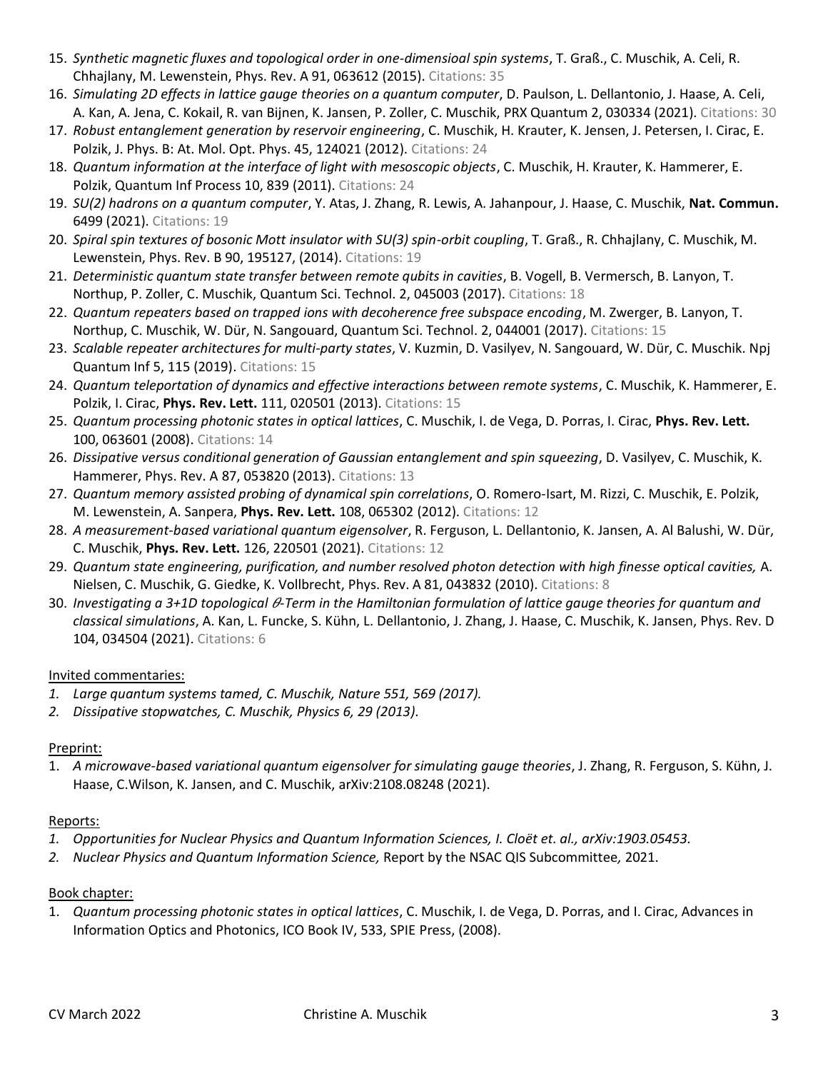15. *Synthetic magnetic fluxes and topological order in one-dimensioal spin systems*, T. Graß., C. Muschik, A. Celi, R. Chhajlany, M. Lewenstein, Phys. Rev. A 91, 063612 (2015). Citations: 35
16. *Simulating 2D effects in lattice gauge theories on a quantum computer*, D. Paulson, L. Dellantonio, J. Haase, A. Celi, A. Kan, A. Jena, C. Kokail, R. van Bijnen, K. Jansen, P. Zoller, C. Muschik, PRX Quantum 2, 030334 (2021). Citations: 30
17. *Robust entanglement generation by reservoir engineering*, C. Muschik, H. Krauter, K. Jensen, J. Petersen, I. Cirac, E. Polzik, J. Phys. B: At. Mol. Opt. Phys. 45, 124021 (2012). Citations: 24
18. *Quantum information at the interface of light with mesoscopic objects*, C. Muschik, H. Krauter, K. Hammerer, E. Polzik, Quantum Inf Process 10, 839 (2011). Citations: 24
19. *SU(2) hadrons on a quantum computer*, Y. Atas, J. Zhang, R. Lewis, A. Jahanpour, J. Haase, C. Muschik, **Nat. Commun.** 6499 (2021). Citations: 19
20. *Spiral spin textures of bosonic Mott insulator with SU(3) spin-orbit coupling*, T. Graß., R. Chhajlany, C. Muschik, M. Lewenstein, Phys. Rev. B 90, 195127, (2014). Citations: 19
21. *Deterministic quantum state transfer between remote qubits in cavities*, B. Vogell, B. Vermersch, B. Lanyon, T. Northup, P. Zoller, C. Muschik, Quantum Sci. Technol. 2, 045003 (2017). Citations: 18
22. *Quantum repeaters based on trapped ions with decoherence free subspace encoding*, M. Zwerger, B. Lanyon, T. Northup, C. Muschik, W. Dür, N. Sangouard, Quantum Sci. Technol. 2, 044001 (2017). Citations: 15
23. *Scalable repeater architectures for multi-party states*, V. Kuzmin, D. Vasilyev, N. Sangouard, W. Dür, C. Muschik. Npj Quantum Inf 5, 115 (2019). Citations: 15
24. *Quantum teleportation of dynamics and effective interactions between remote systems*, C. Muschik, K. Hammerer, E. Polzik, I. Cirac, **Phys. Rev. Lett.** 111, 020501 (2013). Citations: 15
25. *Quantum processing photonic states in optical lattices*, C. Muschik, I. de Vega, D. Porras, I. Cirac, **Phys. Rev. Lett.** 100, 063601 (2008). Citations: 14
26. *Dissipative versus conditional generation of Gaussian entanglement and spin squeezing*, D. Vasilyev, C. Muschik, K. Hammerer, Phys. Rev. A 87, 053820 (2013). Citations: 13
27. *Quantum memory assisted probing of dynamical spin correlations*, O. Romero-Isart, M. Rizzi, C. Muschik, E. Polzik, M. Lewenstein, A. Sanpera, **Phys. Rev. Lett.** 108, 065302 (2012). Citations: 12
28. *A measurement-based variational quantum eigensolver*, R. Ferguson, L. Dellantonio, K. Jansen, A. Al Balushi, W. Dür, C. Muschik, **Phys. Rev. Lett.** 126, 220501 (2021). Citations: 12
29. *Quantum state engineering, purification, and number resolved photon detection with high finesse optical cavities,* A. Nielsen, C. Muschik, G. Giedke, K. Vollbrecht, Phys. Rev. A 81, 043832 (2010). Citations: 8
30. *Investigating a 3+1D topological $\theta$-Term in the Hamiltonian formulation of lattice gauge theories for quantum and classical simulations*, A. Kan, L. Funcke, S. Kühn, L. Dellantonio, J. Zhang, J. Haase, C. Muschik, K. Jansen, Phys. Rev. D 104, 034504 (2021). Citations: 6

Invited commentaries:

1. *Large quantum systems tamed, C. Muschik, Nature 551, 569 (2017).*
2. *Dissipative stopwatches, C. Muschik, Physics 6, 29 (2013).*

Preprint:

1. *A microwave-based variational quantum eigensolver for simulating gauge theories*, J. Zhang, R. Ferguson, S. Kühn, J. Haase, C.Wilson, K. Jansen, and C. Muschik, arXiv:2108.08248 (2021).

Reports:

1. *Opportunities for Nuclear Physics and Quantum Information Sciences, I. Cloët et. al., arXiv:1903.05453.*
2. *Nuclear Physics and Quantum Information Science,* Report by the NSAC QIS Subcommittee*,* 2021.

Book chapter:

1. *Quantum processing photonic states in optical lattices*, C. Muschik, I. de Vega, D. Porras, and I. Cirac, Advances in Information Optics and Photonics, ICO Book IV, 533, SPIE Press, (2008).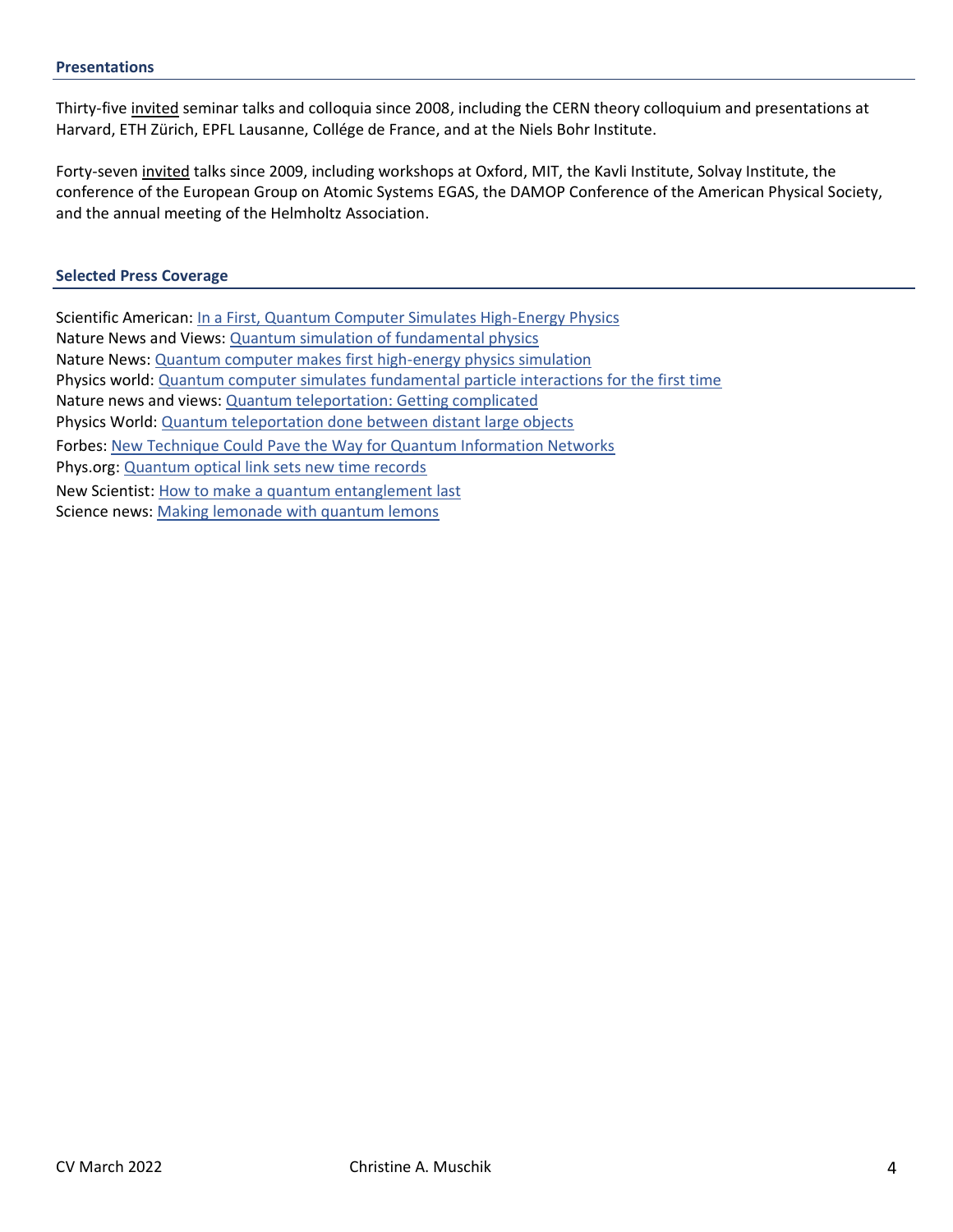## Presentations

Thirty-five invited seminar talks and colloquia since 2008, including the CERN theory colloquium and presentations at Harvard, ETH Zürich, EPFL Lausanne, Collége de France, and at the Niels Bohr Institute.

Forty-seven invited talks since 2009, including workshops at Oxford, MIT, the Kavli Institute, Solvay Institute, the conference of the European Group on Atomic Systems EGAS, the DAMOP Conference of the American Physical Society, and the annual meeting of the Helmholtz Association.

## Selected Press Coverage

Scientific American: In a First, Quantum Computer Simulates High-Energy Physics
Nature News and Views: Quantum simulation of fundamental physics
Nature News: Quantum computer makes first high-energy physics simulation
Physics world: Quantum computer simulates fundamental particle interactions for the first time
Nature news and views: Quantum teleportation: Getting complicated
Physics World: Quantum teleportation done between distant large objects
Forbes: New Technique Could Pave the Way for Quantum Information Networks
Phys.org: Quantum optical link sets new time records
New Scientist: How to make a quantum entanglement last
Science news: Making lemonade with quantum lemons